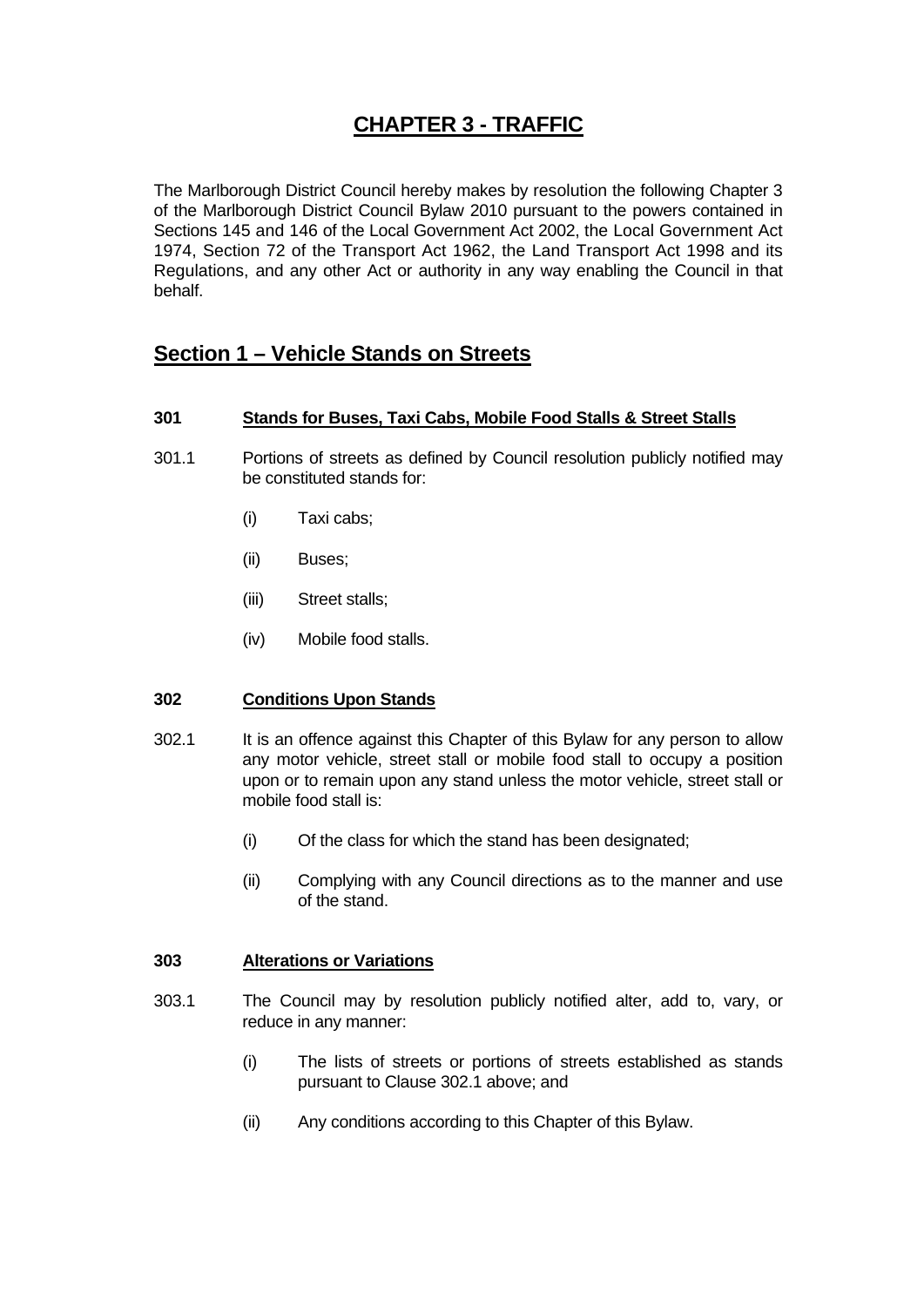# CHAPTER 3 - TRAFFIC

The Marlborough District Council hereby makes by resolution the following Chapter 3 of the Marlborough District Council Bylaw 2010 pursuant to the powers contained in Sections 145 and 146 of the Local Government Act 2002, the Local Government Act 1974, Section 72 of the Transport Act 1962, the Land Transport Act 1998 and its Regulations, and any other Act or authority in any way enabling the Council in that behalf.

## Section 1 – Vehicle Stands on Streets

### 301 Stands for Buses, Taxi Cabs, Mobile Food Stalls & Street Stalls

301.1 Portions of streets as defined by Council resolution publicly notified may be constituted stands for:

(i) Taxi cabs;

(ii) Buses;

(iii) Street stalls;

(iv) Mobile food stalls.

### 302 Conditions Upon Stands

302.1 It is an offence against this Chapter of this Bylaw for any person to allow any motor vehicle, street stall or mobile food stall to occupy a position upon or to remain upon any stand unless the motor vehicle, street stall or mobile food stall is:

(i) Of the class for which the stand has been designated;

(ii) Complying with any Council directions as to the manner and use of the stand.

### 303 Alterations or Variations

303.1 The Council may by resolution publicly notified alter, add to, vary, or reduce in any manner:

(i) The lists of streets or portions of streets established as stands pursuant to Clause 302.1 above; and

(ii) Any conditions according to this Chapter of this Bylaw.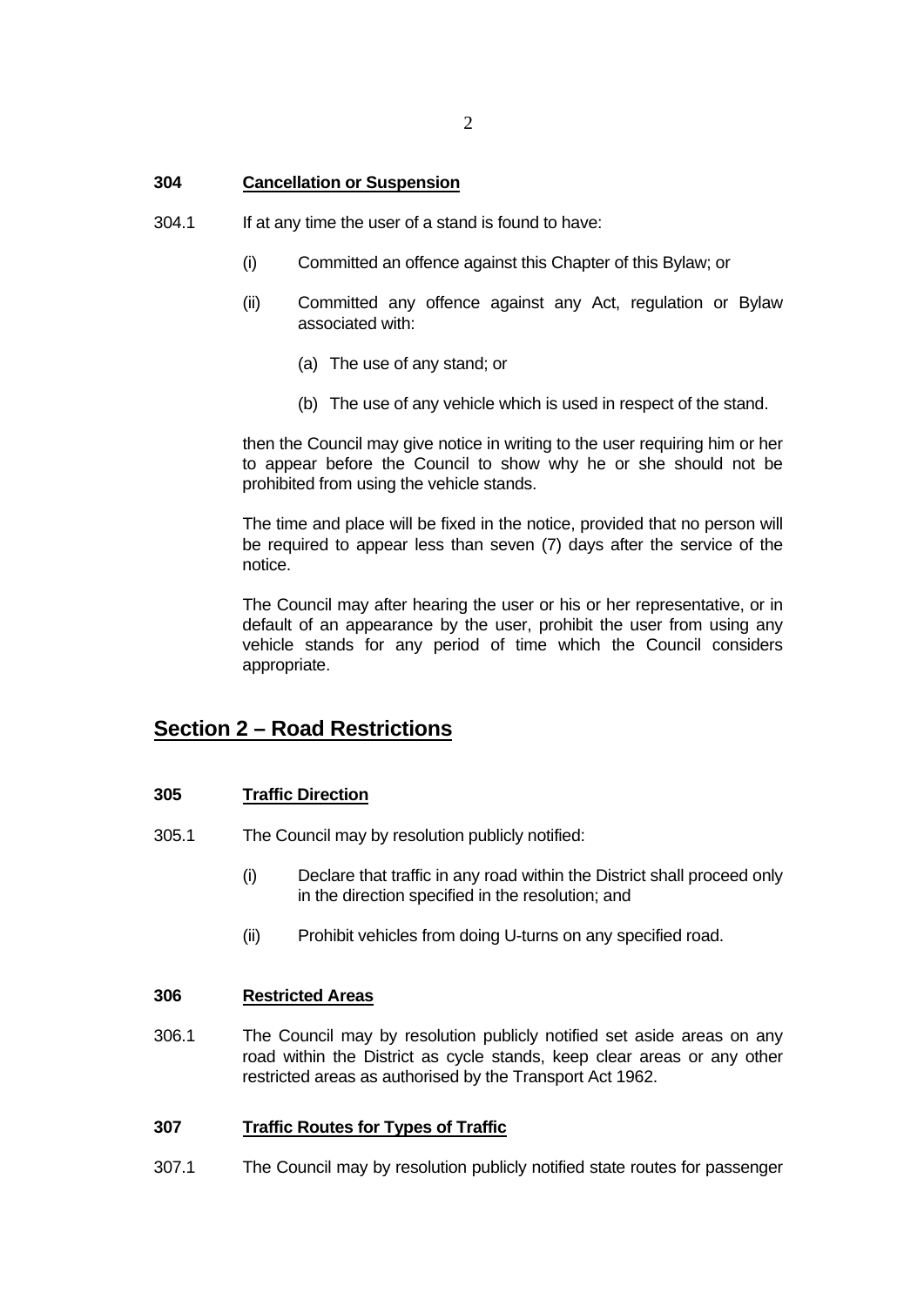**304 Cancellation or Suspension**

304.1 If at any time the user of a stand is found to have:

(i) Committed an offence against this Chapter of this Bylaw; or

(ii) Committed any offence against any Act, regulation or Bylaw associated with:

(a) The use of any stand; or

(b) The use of any vehicle which is used in respect of the stand.

then the Council may give notice in writing to the user requiring him or her to appear before the Council to show why he or she should not be prohibited from using the vehicle stands.

The time and place will be fixed in the notice, provided that no person will be required to appear less than seven (7) days after the service of the notice.

The Council may after hearing the user or his or her representative, or in default of an appearance by the user, prohibit the user from using any vehicle stands for any period of time which the Council considers appropriate.

## Section 2 – Road Restrictions

**305 Traffic Direction**

305.1 The Council may by resolution publicly notified:

(i) Declare that traffic in any road within the District shall proceed only in the direction specified in the resolution; and

(ii) Prohibit vehicles from doing U-turns on any specified road.

**306 Restricted Areas**

306.1 The Council may by resolution publicly notified set aside areas on any road within the District as cycle stands, keep clear areas or any other restricted areas as authorised by the Transport Act 1962.

**307 Traffic Routes for Types of Traffic**

307.1 The Council may by resolution publicly notified state routes for passenger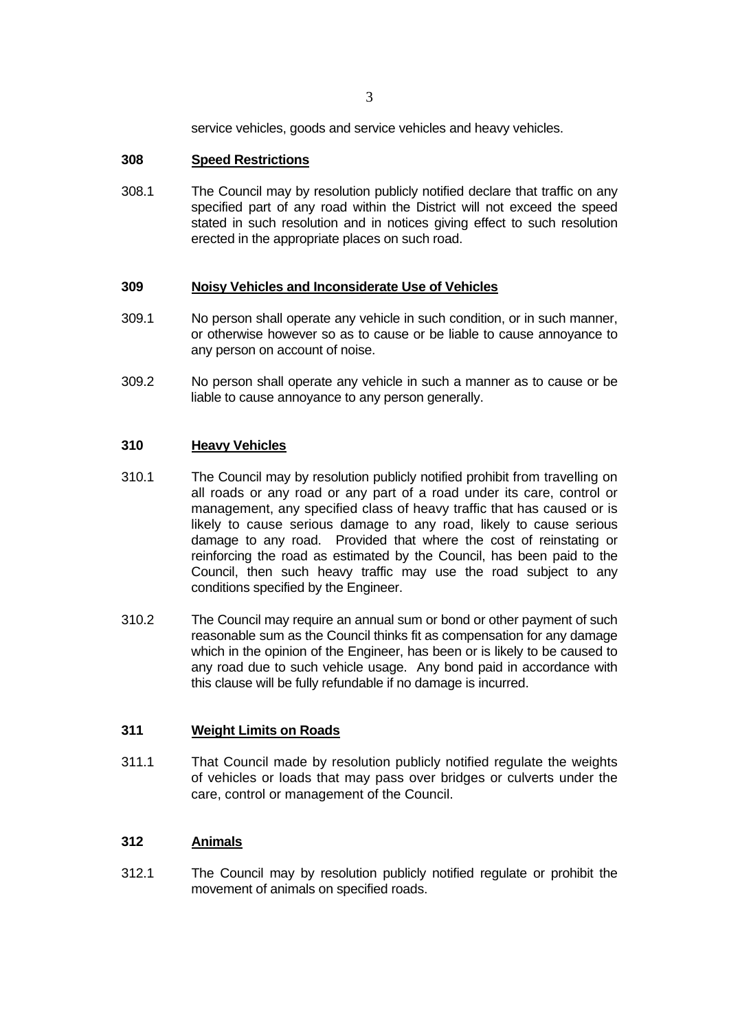service vehicles, goods and service vehicles and heavy vehicles.

**308 Speed Restrictions**

308.1 The Council may by resolution publicly notified declare that traffic on any specified part of any road within the District will not exceed the speed stated in such resolution and in notices giving effect to such resolution erected in the appropriate places on such road.

**309 Noisy Vehicles and Inconsiderate Use of Vehicles**

309.1 No person shall operate any vehicle in such condition, or in such manner, or otherwise however so as to cause or be liable to cause annoyance to any person on account of noise.

309.2 No person shall operate any vehicle in such a manner as to cause or be liable to cause annoyance to any person generally.

**310 Heavy Vehicles**

310.1 The Council may by resolution publicly notified prohibit from travelling on all roads or any road or any part of a road under its care, control or management, any specified class of heavy traffic that has caused or is likely to cause serious damage to any road, likely to cause serious damage to any road. Provided that where the cost of reinstating or reinforcing the road as estimated by the Council, has been paid to the Council, then such heavy traffic may use the road subject to any conditions specified by the Engineer.

310.2 The Council may require an annual sum or bond or other payment of such reasonable sum as the Council thinks fit as compensation for any damage which in the opinion of the Engineer, has been or is likely to be caused to any road due to such vehicle usage. Any bond paid in accordance with this clause will be fully refundable if no damage is incurred.

**311 Weight Limits on Roads**

311.1 That Council made by resolution publicly notified regulate the weights of vehicles or loads that may pass over bridges or culverts under the care, control or management of the Council.

**312 Animals**

312.1 The Council may by resolution publicly notified regulate or prohibit the movement of animals on specified roads.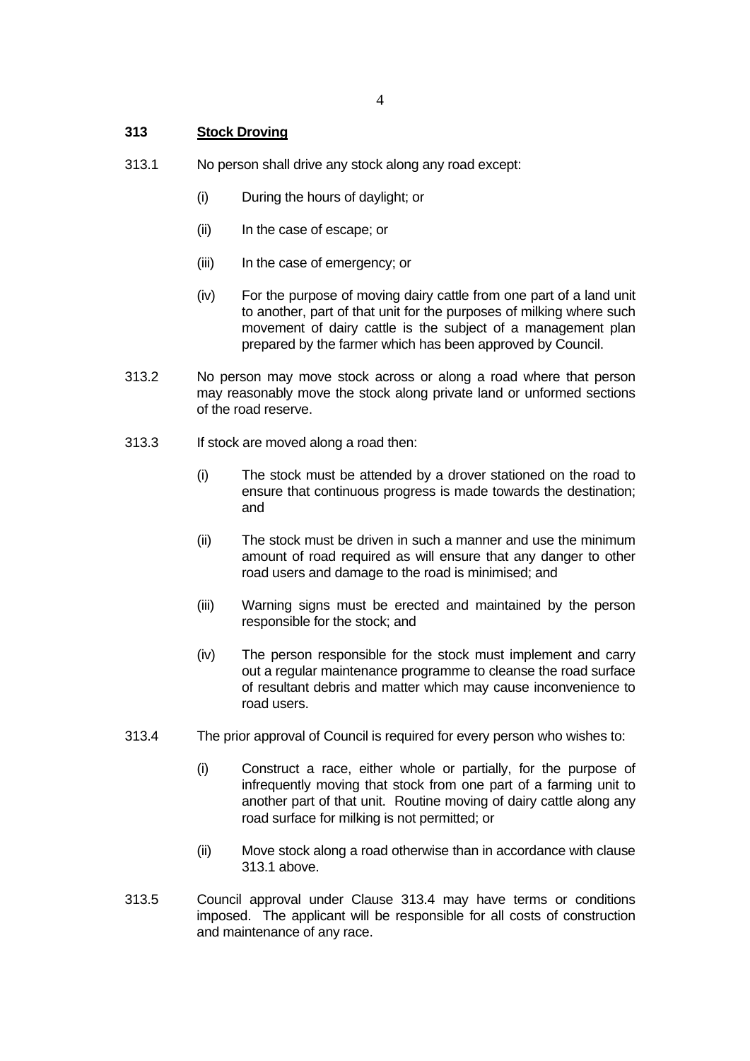## 313 Stock Droving

313.1 No person shall drive any stock along any road except:

- (i) During the hours of daylight; or
- (ii) In the case of escape; or
- (iii) In the case of emergency; or
- (iv) For the purpose of moving dairy cattle from one part of a land unit to another, part of that unit for the purposes of milking where such movement of dairy cattle is the subject of a management plan prepared by the farmer which has been approved by Council.

313.2 No person may move stock across or along a road where that person may reasonably move the stock along private land or unformed sections of the road reserve.

313.3 If stock are moved along a road then:

- (i) The stock must be attended by a drover stationed on the road to ensure that continuous progress is made towards the destination; and
- (ii) The stock must be driven in such a manner and use the minimum amount of road required as will ensure that any danger to other road users and damage to the road is minimised; and
- (iii) Warning signs must be erected and maintained by the person responsible for the stock; and
- (iv) The person responsible for the stock must implement and carry out a regular maintenance programme to cleanse the road surface of resultant debris and matter which may cause inconvenience to road users.

313.4 The prior approval of Council is required for every person who wishes to:

- (i) Construct a race, either whole or partially, for the purpose of infrequently moving that stock from one part of a farming unit to another part of that unit. Routine moving of dairy cattle along any road surface for milking is not permitted; or
- (ii) Move stock along a road otherwise than in accordance with clause 313.1 above.

313.5 Council approval under Clause 313.4 may have terms or conditions imposed. The applicant will be responsible for all costs of construction and maintenance of any race.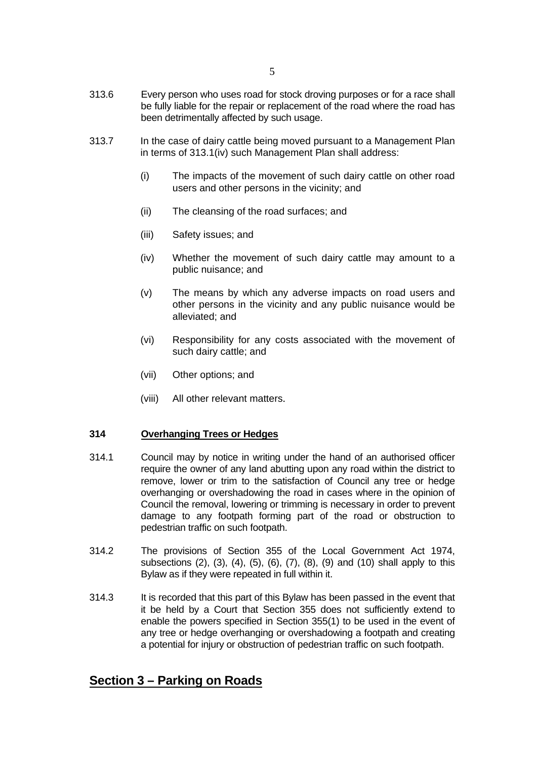313.6 Every person who uses road for stock droving purposes or for a race shall be fully liable for the repair or replacement of the road where the road has been detrimentally affected by such usage.

313.7 In the case of dairy cattle being moved pursuant to a Management Plan in terms of 313.1(iv) such Management Plan shall address:

- (i) The impacts of the movement of such dairy cattle on other road users and other persons in the vicinity; and
- (ii) The cleansing of the road surfaces; and
- (iii) Safety issues; and
- (iv) Whether the movement of such dairy cattle may amount to a public nuisance; and
- (v) The means by which any adverse impacts on road users and other persons in the vicinity and any public nuisance would be alleviated; and
- (vi) Responsibility for any costs associated with the movement of such dairy cattle; and
- (vii) Other options; and
- (viii) All other relevant matters.

### 314 Overhanging Trees or Hedges

314.1 Council may by notice in writing under the hand of an authorised officer require the owner of any land abutting upon any road within the district to remove, lower or trim to the satisfaction of Council any tree or hedge overhanging or overshadowing the road in cases where in the opinion of Council the removal, lowering or trimming is necessary in order to prevent damage to any footpath forming part of the road or obstruction to pedestrian traffic on such footpath.

314.2 The provisions of Section 355 of the Local Government Act 1974, subsections (2), (3), (4), (5), (6), (7), (8), (9) and (10) shall apply to this Bylaw as if they were repeated in full within it.

314.3 It is recorded that this part of this Bylaw has been passed in the event that it be held by a Court that Section 355 does not sufficiently extend to enable the powers specified in Section 355(1) to be used in the event of any tree or hedge overhanging or overshadowing a footpath and creating a potential for injury or obstruction of pedestrian traffic on such footpath.

## Section 3 – Parking on Roads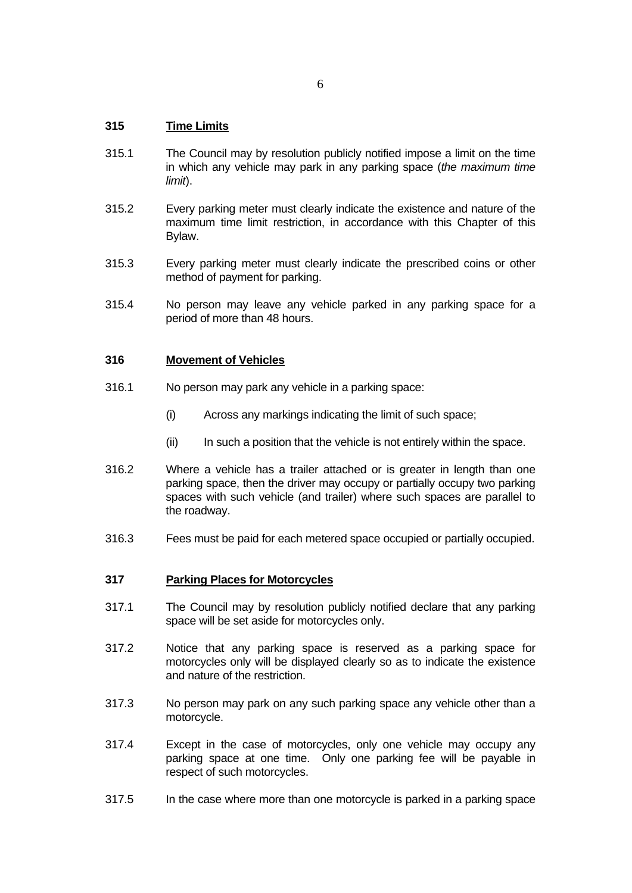### 315 Time Limits

315.1 The Council may by resolution publicly notified impose a limit on the time in which any vehicle may park in any parking space (*the maximum time limit*).

315.2 Every parking meter must clearly indicate the existence and nature of the maximum time limit restriction, in accordance with this Chapter of this Bylaw.

315.3 Every parking meter must clearly indicate the prescribed coins or other method of payment for parking.

315.4 No person may leave any vehicle parked in any parking space for a period of more than 48 hours.

### 316 Movement of Vehicles

316.1 No person may park any vehicle in a parking space:

(i) Across any markings indicating the limit of such space;

(ii) In such a position that the vehicle is not entirely within the space.

316.2 Where a vehicle has a trailer attached or is greater in length than one parking space, then the driver may occupy or partially occupy two parking spaces with such vehicle (and trailer) where such spaces are parallel to the roadway.

316.3 Fees must be paid for each metered space occupied or partially occupied.

### 317 Parking Places for Motorcycles

317.1 The Council may by resolution publicly notified declare that any parking space will be set aside for motorcycles only.

317.2 Notice that any parking space is reserved as a parking space for motorcycles only will be displayed clearly so as to indicate the existence and nature of the restriction.

317.3 No person may park on any such parking space any vehicle other than a motorcycle.

317.4 Except in the case of motorcycles, only one vehicle may occupy any parking space at one time. Only one parking fee will be payable in respect of such motorcycles.

317.5 In the case where more than one motorcycle is parked in a parking space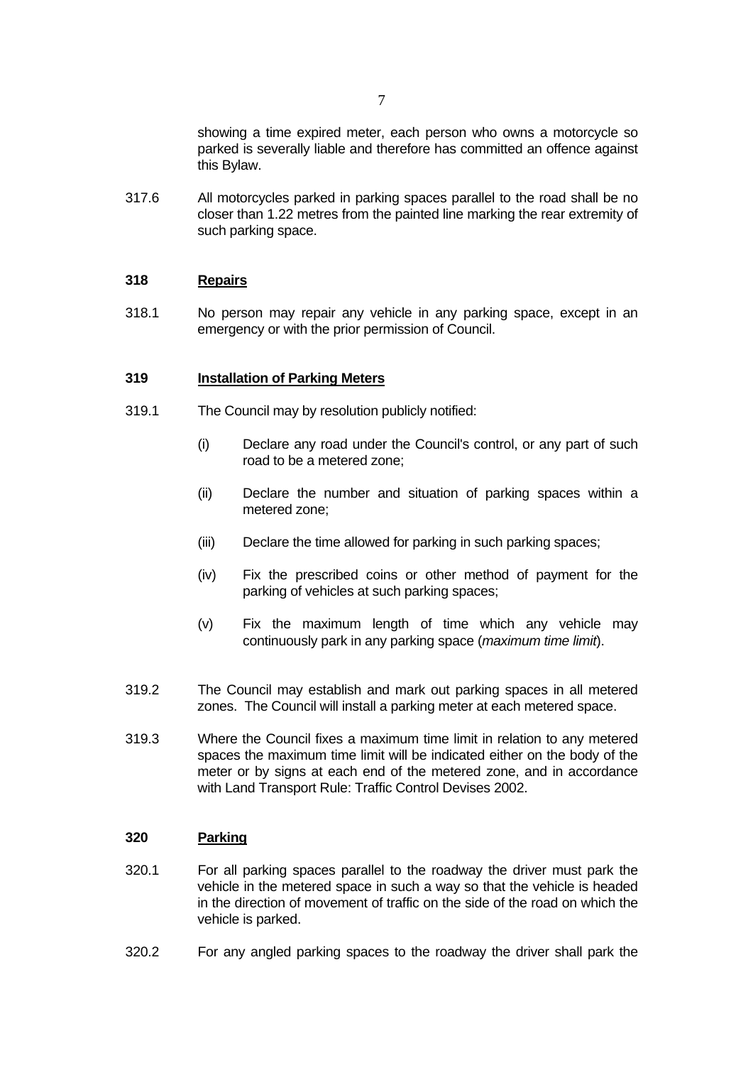showing a time expired meter, each person who owns a motorcycle so parked is severally liable and therefore has committed an offence against this Bylaw.

317.6 All motorcycles parked in parking spaces parallel to the road shall be no closer than 1.22 metres from the painted line marking the rear extremity of such parking space.

**318 Repairs**

318.1 No person may repair any vehicle in any parking space, except in an emergency or with the prior permission of Council.

**319 Installation of Parking Meters**

319.1 The Council may by resolution publicly notified:

(i) Declare any road under the Council's control, or any part of such road to be a metered zone;

(ii) Declare the number and situation of parking spaces within a metered zone;

(iii) Declare the time allowed for parking in such parking spaces;

(iv) Fix the prescribed coins or other method of payment for the parking of vehicles at such parking spaces;

(v) Fix the maximum length of time which any vehicle may continuously park in any parking space (*maximum time limit*).

319.2 The Council may establish and mark out parking spaces in all metered zones. The Council will install a parking meter at each metered space.

319.3 Where the Council fixes a maximum time limit in relation to any metered spaces the maximum time limit will be indicated either on the body of the meter or by signs at each end of the metered zone, and in accordance with Land Transport Rule: Traffic Control Devises 2002.

**320 Parking**

320.1 For all parking spaces parallel to the roadway the driver must park the vehicle in the metered space in such a way so that the vehicle is headed in the direction of movement of traffic on the side of the road on which the vehicle is parked.

320.2 For any angled parking spaces to the roadway the driver shall park the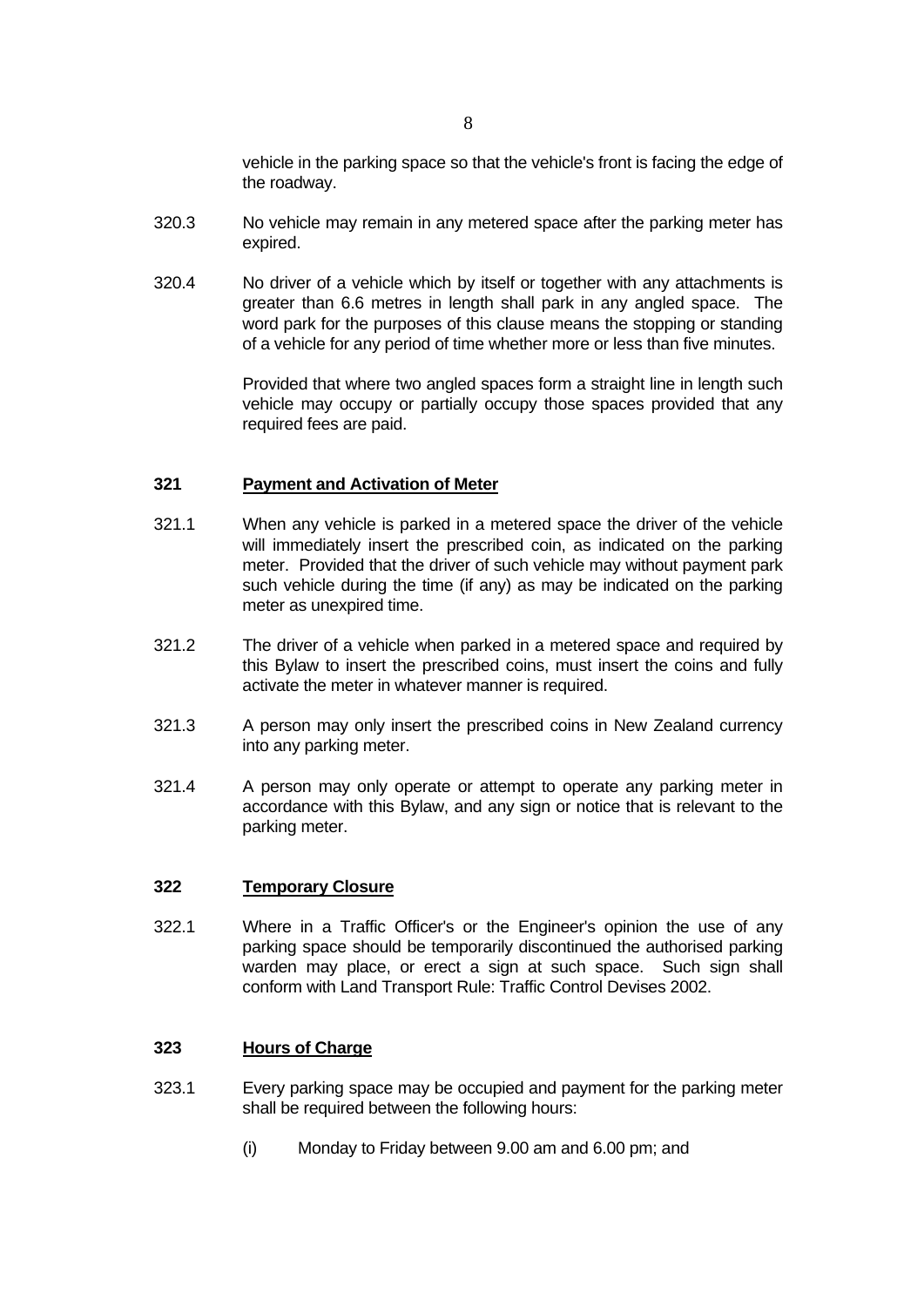vehicle in the parking space so that the vehicle's front is facing the edge of the roadway.

320.3 No vehicle may remain in any metered space after the parking meter has expired.

320.4 No driver of a vehicle which by itself or together with any attachments is greater than 6.6 metres in length shall park in any angled space. The word park for the purposes of this clause means the stopping or standing of a vehicle for any period of time whether more or less than five minutes.

Provided that where two angled spaces form a straight line in length such vehicle may occupy or partially occupy those spaces provided that any required fees are paid.

### 321 Payment and Activation of Meter

321.1 When any vehicle is parked in a metered space the driver of the vehicle will immediately insert the prescribed coin, as indicated on the parking meter. Provided that the driver of such vehicle may without payment park such vehicle during the time (if any) as may be indicated on the parking meter as unexpired time.

321.2 The driver of a vehicle when parked in a metered space and required by this Bylaw to insert the prescribed coins, must insert the coins and fully activate the meter in whatever manner is required.

321.3 A person may only insert the prescribed coins in New Zealand currency into any parking meter.

321.4 A person may only operate or attempt to operate any parking meter in accordance with this Bylaw, and any sign or notice that is relevant to the parking meter.

### 322 Temporary Closure

322.1 Where in a Traffic Officer's or the Engineer's opinion the use of any parking space should be temporarily discontinued the authorised parking warden may place, or erect a sign at such space. Such sign shall conform with Land Transport Rule: Traffic Control Devises 2002.

### 323 Hours of Charge

323.1 Every parking space may be occupied and payment for the parking meter shall be required between the following hours:

(i) Monday to Friday between 9.00 am and 6.00 pm; and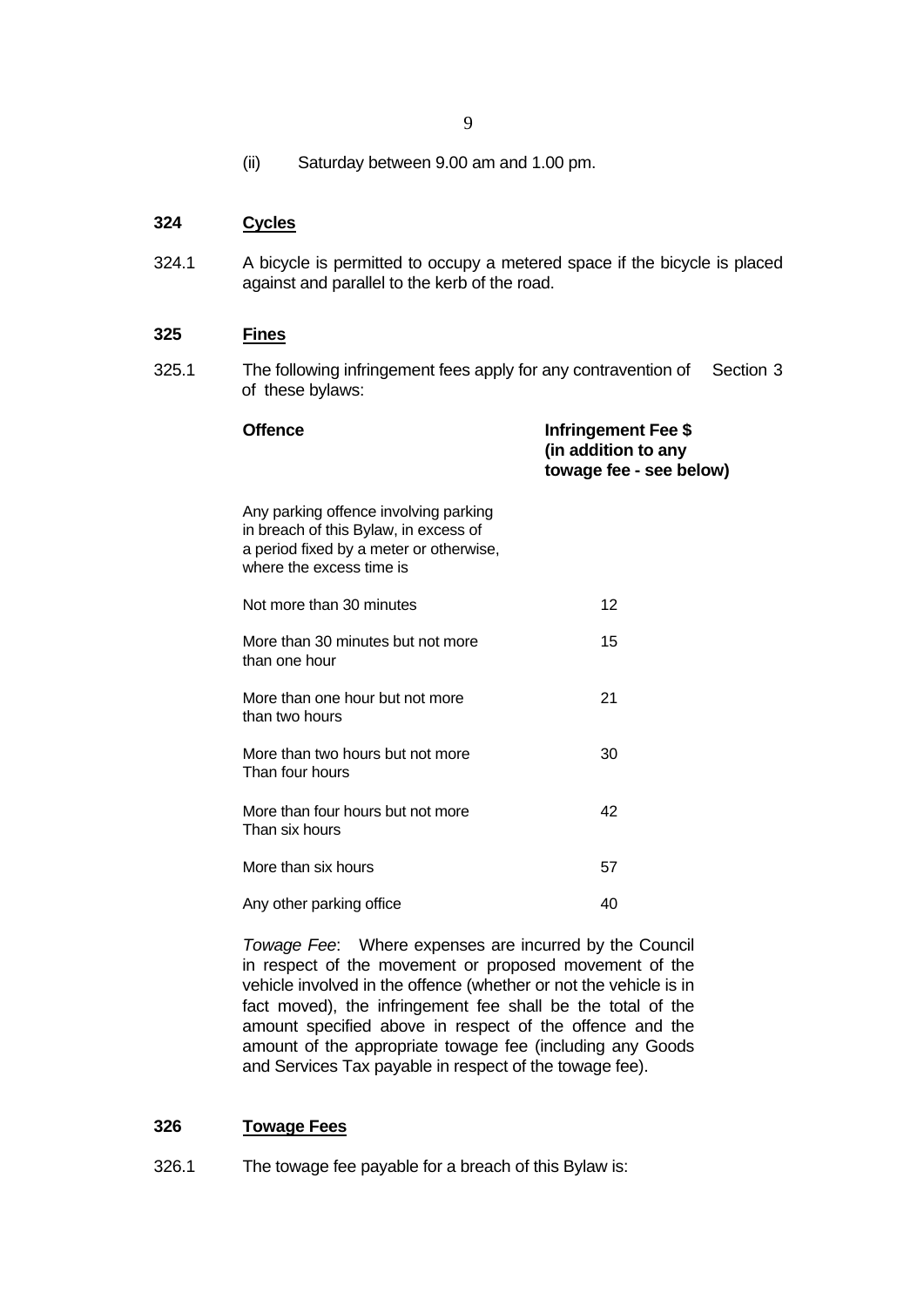(ii) Saturday between 9.00 am and 1.00 pm.

## 324 Cycles

324.1 A bicycle is permitted to occupy a metered space if the bicycle is placed against and parallel to the kerb of the road.

## 325 Fines

325.1 The following infringement fees apply for any contravention of Section 3 of these bylaws:

| Offence | Infringement Fee $ (in addition to any towage fee - see below) |
|---|---|
| Any parking offence involving parking in breach of this Bylaw, in excess of a period fixed by a meter or otherwise, where the excess time is | |
| Not more than 30 minutes | 12 |
| More than 30 minutes but not more than one hour | 15 |
| More than one hour but not more than two hours | 21 |
| More than two hours but not more Than four hours | 30 |
| More than four hours but not more Than six hours | 42 |
| More than six hours | 57 |
| Any other parking office | 40 |

*Towage Fee*: Where expenses are incurred by the Council in respect of the movement or proposed movement of the vehicle involved in the offence (whether or not the vehicle is in fact moved), the infringement fact shall be the total of the amount specified above in respect of the offence and the amount of the appropriate towage fee (including any Goods and Services Tax payable in respect of the towage fee).

## 326 Towage Fees

326.1 The towage fee payable for a breach of this Bylaw is: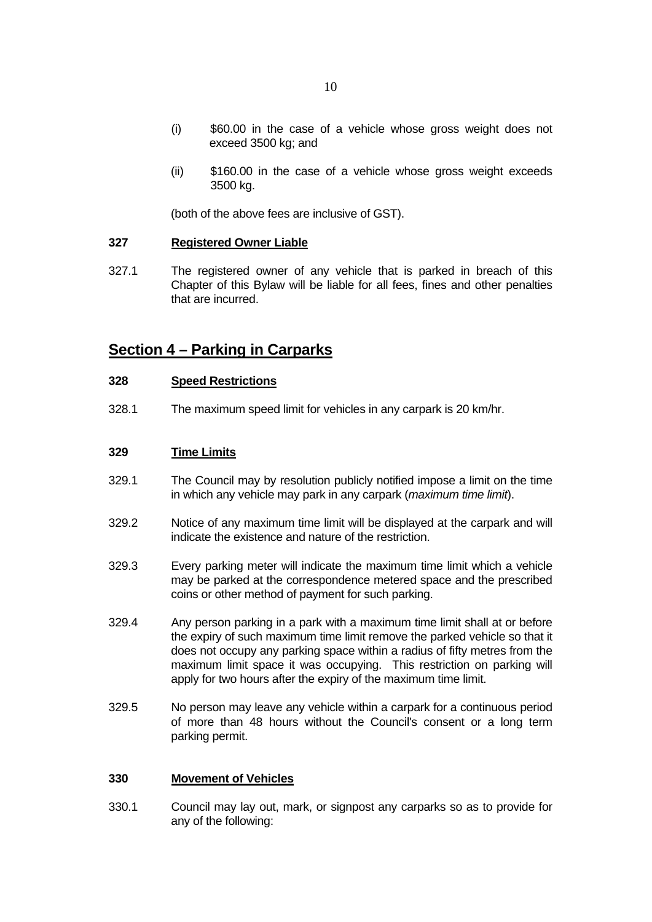(i) $60.00 in the case of a vehicle whose gross weight does not exceed 3500 kg; and

(ii) $160.00 in the case of a vehicle whose gross weight exceeds 3500 kg.

(both of the above fees are inclusive of GST).

**327 Registered Owner Liable**

327.1 The registered owner of any vehicle that is parked in breach of this Chapter of this Bylaw will be liable for all fees, fines and other penalties that are incurred.

## Section 4 – Parking in Carparks

**328 Speed Restrictions**

328.1 The maximum speed limit for vehicles in any carpark is 20 km/hr.

**329 Time Limits**

329.1 The Council may by resolution publicly notified impose a limit on the time in which any vehicle may park in any carpark (*maximum time limit*).

329.2 Notice of any maximum time limit will be displayed at the carpark and will indicate the existence and nature of the restriction.

329.3 Every parking meter will indicate the maximum time limit which a vehicle may be parked at the correspondence metered space and the prescribed coins or other method of payment for such parking.

329.4 Any person parking in a park with a maximum time limit shall at or before the expiry of such maximum time limit remove the parked vehicle so that it does not occupy any parking space within a radius of fifty metres from the maximum limit space it was occupying. This restriction on parking will apply for two hours after the expiry of the maximum time limit.

329.5 No person may leave any vehicle within a carpark for a continuous period of more than 48 hours without the Council's consent or a long term parking permit.

**330 Movement of Vehicles**

330.1 Council may lay out, mark, or signpost any carparks so as to provide for any of the following: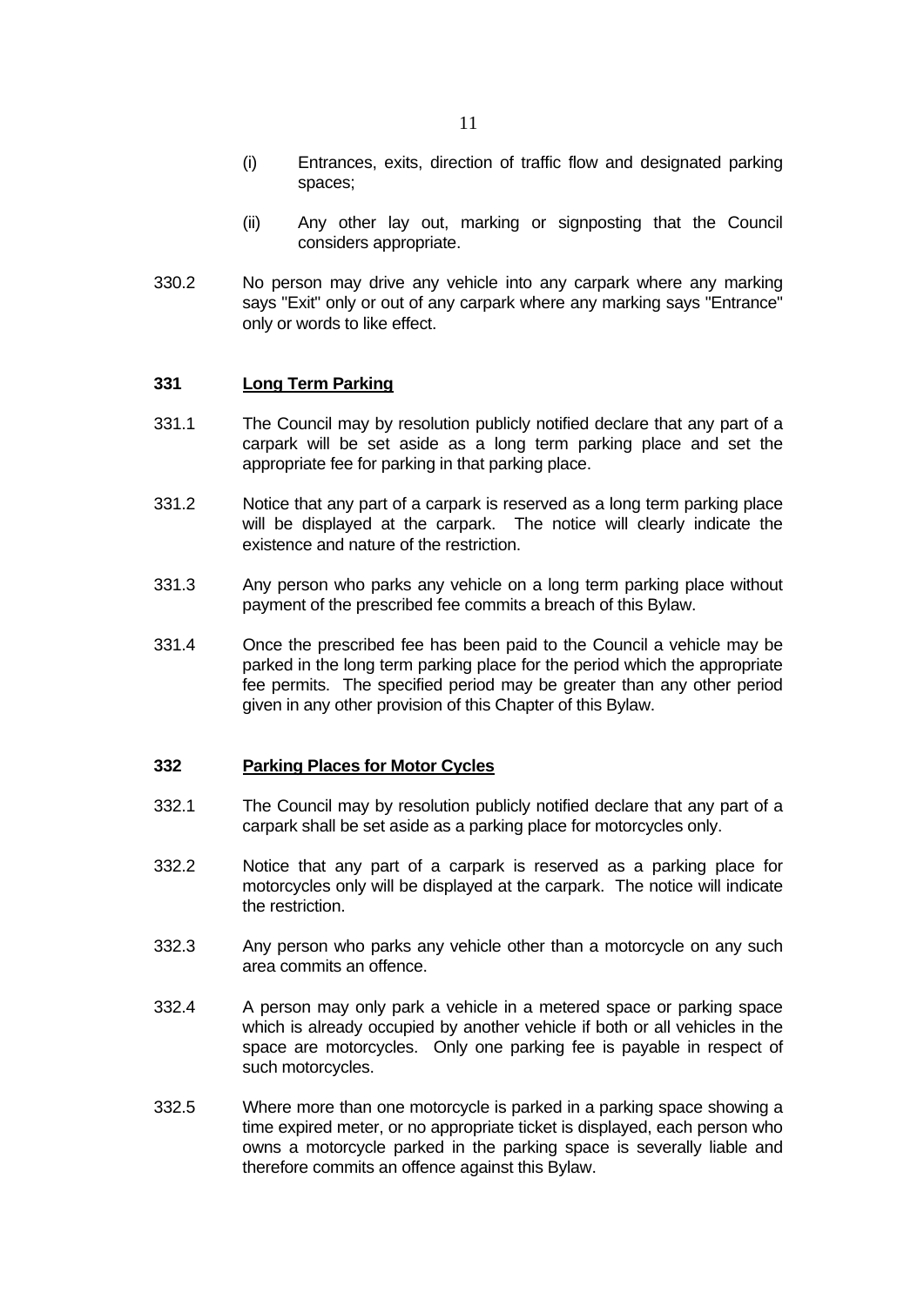(i) Entrances, exits, direction of traffic flow and designated parking spaces;

(ii) Any other lay out, marking or signposting that the Council considers appropriate.

330.2 No person may drive any vehicle into any carpark where any marking says "Exit" only or out of any carpark where any marking says "Entrance" only or words to like effect.

### 331 Long Term Parking

331.1 The Council may by resolution publicly notified declare that any part of a carpark will be set aside as a long term parking place and set the appropriate fee for parking in that parking place.

331.2 Notice that any part of a carpark is reserved as a long term parking place will be displayed at the carpark. The notice will clearly indicate the existence and nature of the restriction.

331.3 Any person who parks any vehicle on a long term parking place without payment of the prescribed fee commits a breach of this Bylaw.

331.4 Once the prescribed fee has been paid to the Council a vehicle may be parked in the long term parking place for the period which the appropriate fee permits. The specified period may be greater than any other period given in any other provision of this Chapter of this Bylaw.

### 332 Parking Places for Motor Cycles

332.1 The Council may by resolution publicly notified declare that any part of a carpark shall be set aside as a parking place for motorcycles only.

332.2 Notice that any part of a carpark is reserved as a parking place for motorcycles only will be displayed at the carpark. The notice will indicate the restriction.

332.3 Any person who parks any vehicle other than a motorcycle on any such area commits an offence.

332.4 A person may only park a vehicle in a metered space or parking space which is already occupied by another vehicle if both or all vehicles in the space are motorcycles. Only one parking fee is payable in respect of such motorcycles.

332.5 Where more than one motorcycle is parked in a parking space showing a time expired meter, or no appropriate ticket is displayed, each person who owns a motorcycle parked in the parking space is severally liable and therefore commits an offence against this Bylaw.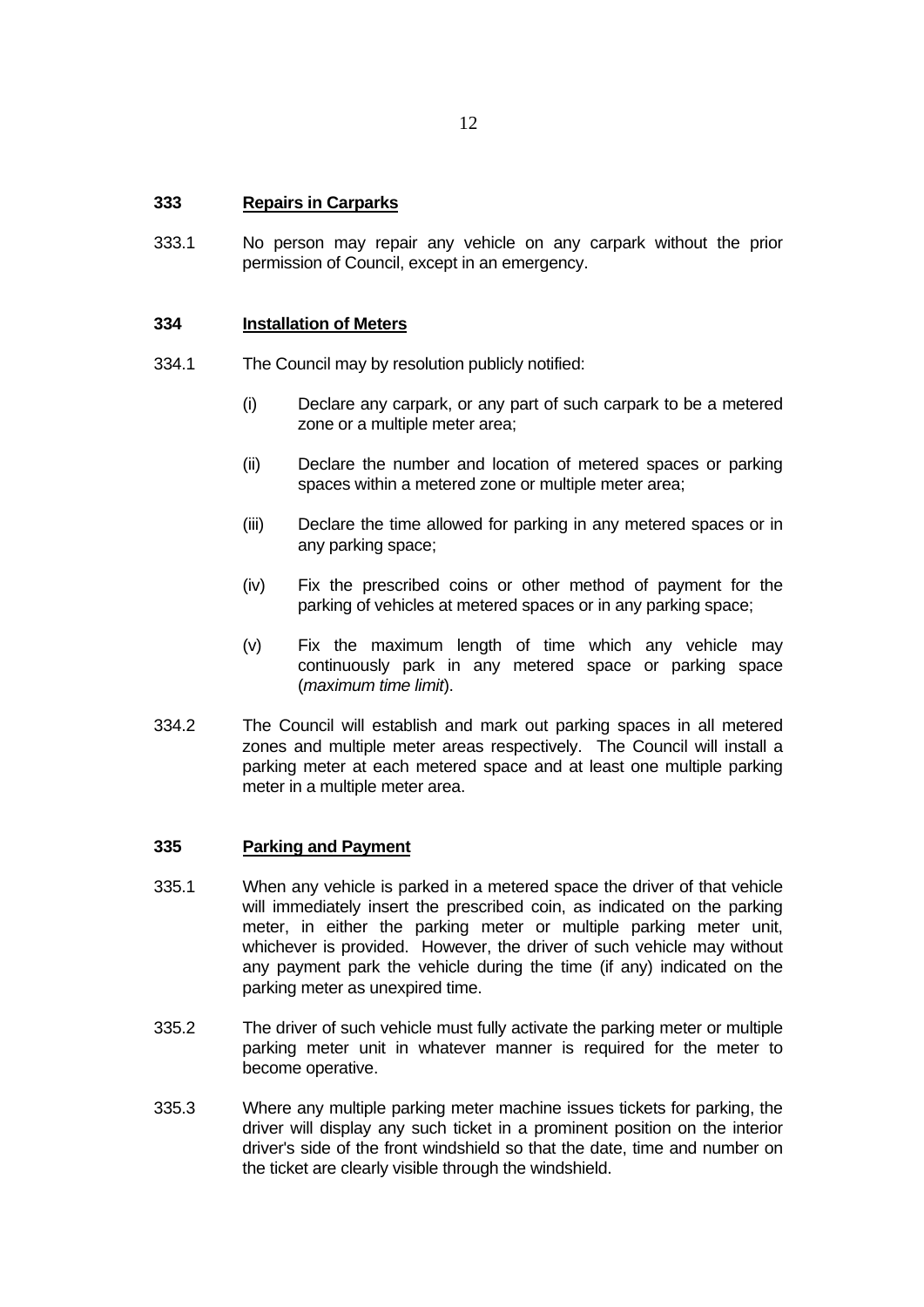## 333 Repairs in Carparks

333.1 No person may repair any vehicle on any carpark without the prior permission of Council, except in an emergency.

## 334 Installation of Meters

334.1 The Council may by resolution publicly notified:

- (i) Declare any carpark, or any part of such carpark to be a metered zone or a multiple meter area;
- (ii) Declare the number and location of metered spaces or parking spaces within a metered zone or multiple meter area;
- (iii) Declare the time allowed for parking in any metered spaces or in any parking space;
- (iv) Fix the prescribed coins or other method of payment for the parking of vehicles at metered spaces or in any parking space;
- (v) Fix the maximum length of time which any vehicle may continuously park in any metered space or parking space (*maximum time limit*).

334.2 The Council will establish and mark out parking spaces in all metered zones and multiple meter areas respectively. The Council will install a parking meter at each metered space and at least one multiple parking meter in a multiple meter area.

## 335 Parking and Payment

335.1 When any vehicle is parked in a metered space the driver of that vehicle will immediately insert the prescribed coin, as indicated on the parking meter, in either the parking meter or multiple parking meter unit, whichever is provided. However, the driver of such vehicle may without any payment park the vehicle during the time (if any) indicated on the parking meter as unexpired time.

335.2 The driver of such vehicle must fully activate the parking meter or multiple parking meter unit in whatever manner is required for the meter to become operative.

335.3 Where any multiple parking meter machine issues tickets for parking, the driver will display any such ticket in a prominent position on the interior driver's side of the front windshield so that the date, time and number on the ticket are clearly visible through the windshield.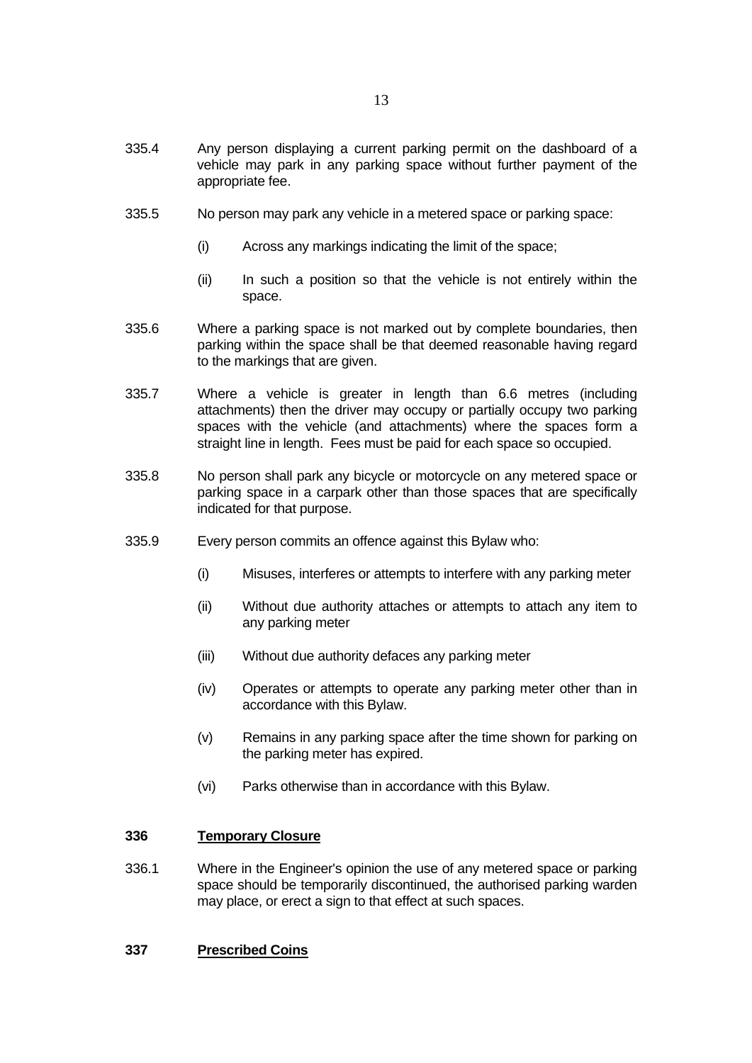335.4 Any person displaying a current parking permit on the dashboard of a vehicle may park in any parking space without further payment of the appropriate fee.

335.5 No person may park any vehicle in a metered space or parking space:

- (i) Across any markings indicating the limit of the space;
- (ii) In such a position so that the vehicle is not entirely within the space.

335.6 Where a parking space is not marked out by complete boundaries, then parking within the space shall be that deemed reasonable having regard to the markings that are given.

335.7 Where a vehicle is greater in length than 6.6 metres (including attachments) then the driver may occupy or partially occupy two parking spaces with the vehicle (and attachments) where the spaces form a straight line in length. Fees must be paid for each space so occupied.

335.8 No person shall park any bicycle or motorcycle on any metered space or parking space in a carpark other than those spaces that are specifically indicated for that purpose.

335.9 Every person commits an offence against this Bylaw who:

- (i) Misuses, interferes or attempts to interfere with any parking meter
- (ii) Without due authority attaches or attempts to attach any item to any parking meter
- (iii) Without due authority defaces any parking meter
- (iv) Operates or attempts to operate any parking meter other than in accordance with this Bylaw.
- (v) Remains in any parking space after the time shown for parking on the parking meter has expired.
- (vi) Parks otherwise than in accordance with this Bylaw.

## 336 Temporary Closure

336.1 Where in the Engineer's opinion the use of any metered space or parking space should be temporarily discontinued, the authorised parking warden may place, or erect a sign to that effect at such spaces.

## 337 Prescribed Coins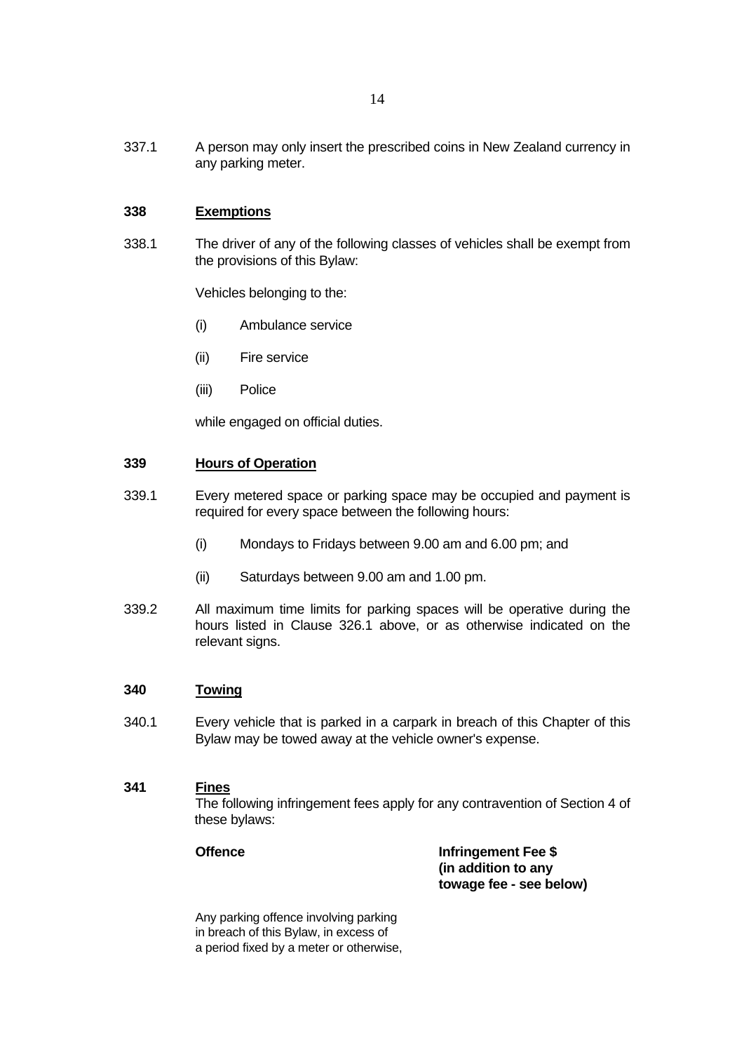337.1 A person may only insert the prescribed coins in New Zealand currency in any parking meter.

**338 Exemptions**

338.1 The driver of any of the following classes of vehicles shall be exempt from the provisions of this Bylaw:

Vehicles belonging to the:

(i) Ambulance service

(ii) Fire service

(iii) Police

while engaged on official duties.

**339 Hours of Operation**

339.1 Every metered space or parking space may be occupied and payment is required for every space between the following hours:

(i) Mondays to Fridays between 9.00 am and 6.00 pm; and

(ii) Saturdays between 9.00 am and 1.00 pm.

339.2 All maximum time limits for parking spaces will be operative during the hours listed in Clause 326.1 above, or as otherwise indicated on the relevant signs.

**340 Towing**

340.1 Every vehicle that is parked in a carpark in breach of this Chapter of this Bylaw may be towed away at the vehicle owner's expense.

**341 Fines**

The following infringement fees apply for any contravention of Section 4 of these bylaws:

| **Offence** | **Infringement Fee $ (in addition to any towage fee - see below)** |
|---|---|
| Any parking offence involving parking in breach of this Bylaw, in excess of a period fixed by a meter or otherwise, | |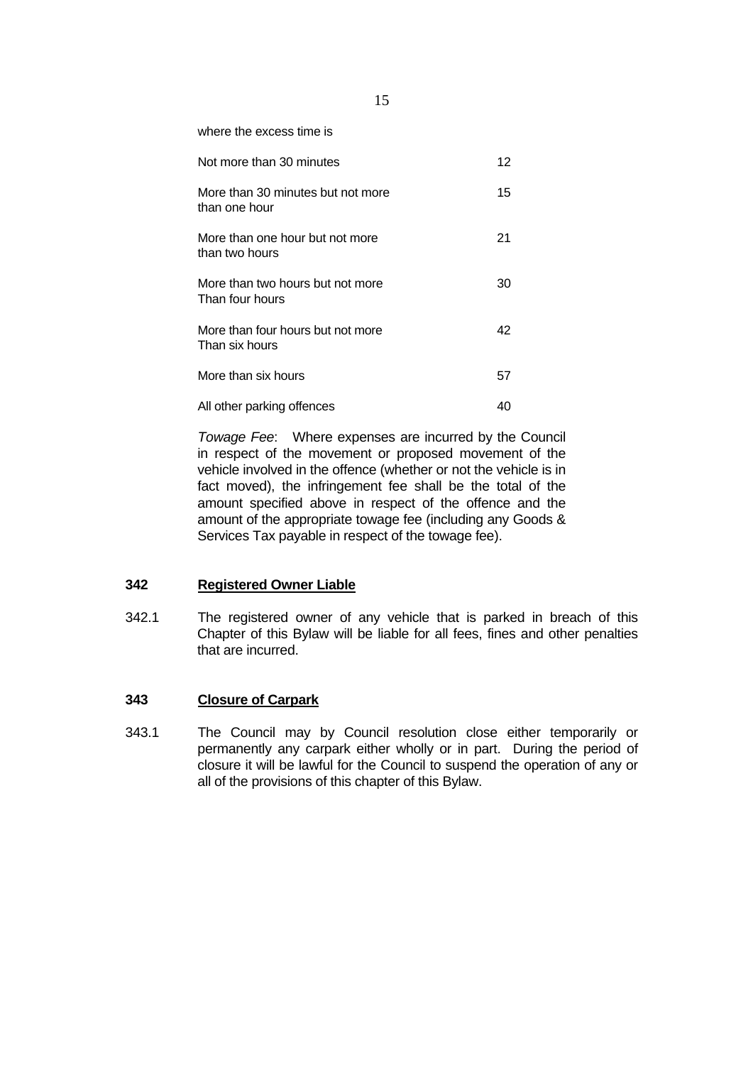where the excess time is

| | |
|---|---|
| Not more than 30 minutes | 12 |
| More than 30 minutes but not more than one hour | 15 |
| More than one hour but not more than two hours | 21 |
| More than two hours but not more Than four hours | 30 |
| More than four hours but not more Than six hours | 42 |
| More than six hours | 57 |
| All other parking offences | 40 |

*Towage Fee*: Where expenses are incurred by the Council in respect of the movement or proposed movement of the vehicle involved in the offence (whether or not the vehicle is in fact moved), the infringement fee shall be the total of the amount specified above in respect of the offence and the amount of the appropriate towage fee (including any Goods & Services Tax payable in respect of the towage fee).

### 342 <u>Registered Owner Liable</u>

342.1 The registered owner of any vehicle that is parked in breach of this Chapter of this Bylaw will be liable for all fees, fines and other penalties that are incurred.

### 343 <u>Closure of Carpark</u>

343.1 The Council may by Council resolution close either temporarily or permanently any carpark either wholly or in part. During the period of closure it will be lawful for the Council to suspend the operation of any or all of the provisions of this chapter of this Bylaw.